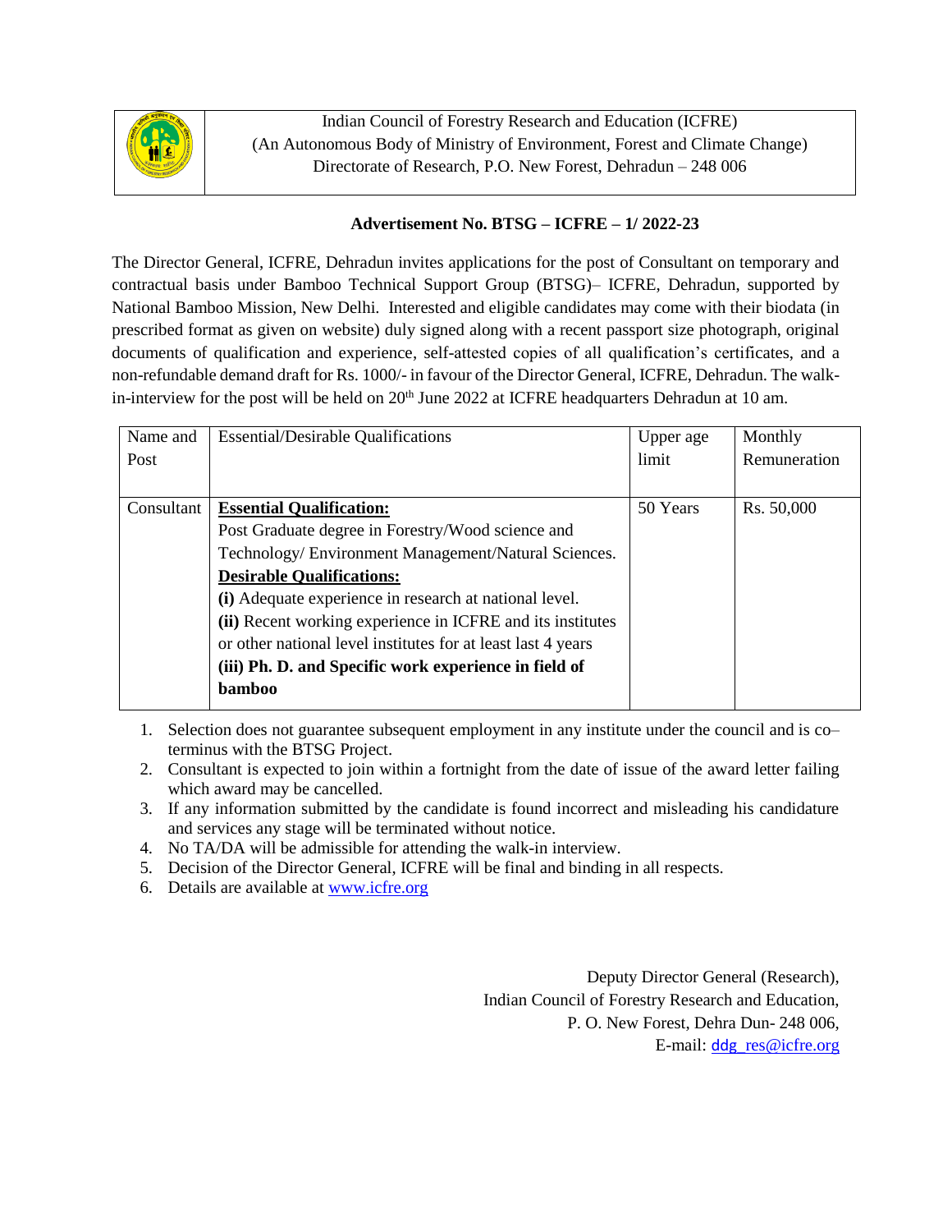Indian Council of Forestry Research and Education (ICFRE)
(An Autonomous Body of Ministry of Environment, Forest and Climate Change)
Directorate of Research, P.O. New Forest, Dehradun – 248 006

**Advertisement No. BTSG – ICFRE – 1/ 2022-23**

The Director General, ICFRE, Dehradun invites applications for the post of Consultant on temporary and contractual basis under Bamboo Technical Support Group (BTSG)– ICFRE, Dehradun, supported by National Bamboo Mission, New Delhi. Interested and eligible candidates may come with their biodata (in prescribed format as given on website) duly signed along with a recent passport size photograph, original documents of qualification and experience, self-attested copies of all qualification's certificates, and a non-refundable demand draft for Rs. 1000/- in favour of the Director General, ICFRE, Dehradun. The walk-in-interview for the post will be held on 20th June 2022 at ICFRE headquarters Dehradun at 10 am.

| Name and Post | Essential/Desirable Qualifications | Upper age limit | Monthly Remuneration |
|---|---|---|---|
| Consultant | **Essential Qualification:**<br>Post Graduate degree in Forestry/Wood science and Technology/ Environment Management/Natural Sciences.<br>**Desirable Qualifications:**<br>**(i)** Adequate experience in research at national level.<br>**(ii)** Recent working experience in ICFRE and its institutes or other national level institutes for at least last 4 years<br>**(iii) Ph. D. and Specific work experience in field of bamboo** | 50 Years | Rs. 50,000 |

1. Selection does not guarantee subsequent employment in any institute under the council and is co–terminus with the BTSG Project.
2. Consultant is expected to join within a fortnight from the date of issue of the award letter failing which award may be cancelled.
3. If any information submitted by the candidate is found incorrect and misleading his candidature and services any stage will be terminated without notice.
4. No TA/DA will be admissible for attending the walk-in interview.
5. Decision of the Director General, ICFRE will be final and binding in all respects.
6. Details are available at www.icfre.org

Deputy Director General (Research),
Indian Council of Forestry Research and Education,
P. O. New Forest, Dehra Dun- 248 006,
E-mail: ddg_res@icfre.org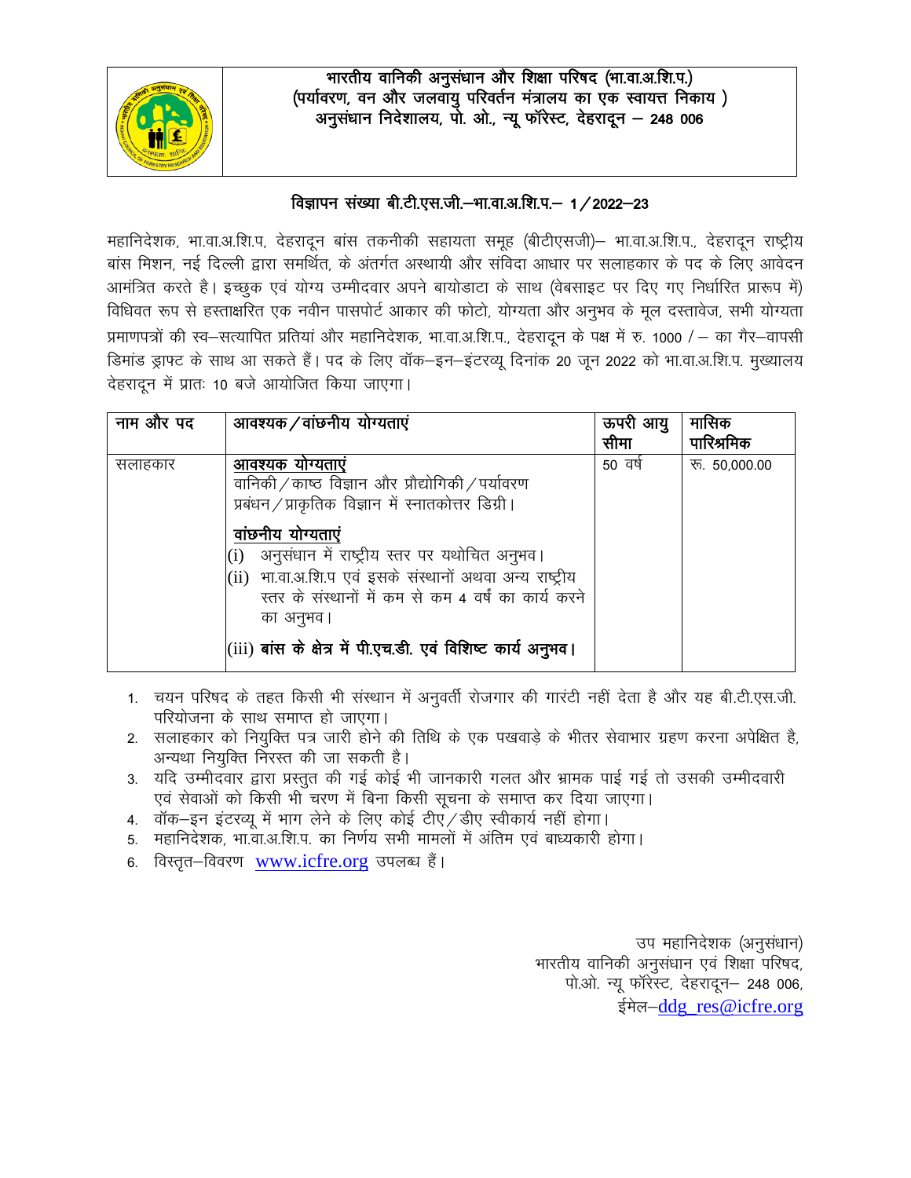**भारतीय वानिकी अनुसंधान और शिक्षा परिषद (भा.वा.अ.शि.प.)**
**(पर्यावरण, वन और जलवायु परिवर्तन मंत्रालय का एक स्वायत्त निकाय )**
**अनुसंधान निदेशालय, पो. ओ., न्यू फॉरेस्ट, देहरादून – 248 006**

## विज्ञापन संख्या बी.टी.एस.जी.–भा.वा.अ.शि.प.– 1/2022–23

महानिदेशक, भा.वा.अ.शि.प, देहरादून बांस तकनीकी सहायता समूह (बीटीएसजी)– भा.वा.अ.शि.प., देहरादून राष्ट्रीय बांस मिशन, नई दिल्ली द्वारा समर्थित, के अंतर्गत अस्थायी और संविदा आधार पर सलाहकार के पद के लिए आवेदन आमंत्रित करते है। इच्छुक एवं योग्य उम्मीदवार अपने बायोडाटा के साथ (वेबसाइट पर दिए गए निर्धारित प्रारूप में) विधिवत रूप से हस्ताक्षरित एक नवीन पासपोर्ट आकार की फोटो, योग्यता और अनुभव के मूल दस्तावेज, सभी योग्यता प्रमाणपत्रों की स्व–सत्यापित प्रतियां और महानिदेशक, भा.वा.अ.शि.प., देहरादून के पक्ष में रु. 1000/– का गैर–वापसी डिमांड ड्राफ्ट के साथ आ सकते हैं। पद के लिए वॉक–इन–इंटरव्यू दिनांक 20 जून 2022 को भा.वा.अ.शि.प. मुख्यालय देहरादून में प्रातः 10 बजे आयोजित किया जाएगा।

| नाम और पद | आवश्यक/वांछनीय योग्यताएं | ऊपरी आयु सीमा | मासिक पारिश्रमिक |
|---|---|---|---|
| सलाहकार | <u>आवश्यक योग्यताएं</u><br>वानिकी/काष्ठ विज्ञान और प्रौद्योगिकी/पर्यावरण प्रबंधन/प्राकृतिक विज्ञान में स्नातकोत्तर डिग्री।<br><u>वांछनीय योग्यताएं</u><br>(i) अनुसंधान में राष्ट्रीय स्तर पर यथोचित अनुभव।<br>(ii) भा.वा.अ.शि.प एवं इसके संस्थानों अथवा अन्य राष्ट्रीय स्तर के संस्थानों में कम से कम 4 वर्ष का कार्य करने का अनुभव।<br>(iii) **बांस के क्षेत्र में पी.एच.डी. एवं विशिष्ट कार्य अनुभव।** | 50 वर्ष | रू. 50,000.00 |

1. चयन परिषद के तहत किसी भी संस्थान में अनुवर्ती रोजगार की गारंटी नहीं देता है और यह बी.टी.एस.जी. परियोजना के साथ समाप्त हो जाएगा।
2. सलाहकार को नियुक्ति पत्र जारी होने की तिथि के एक पखवाड़े के भीतर सेवाभार ग्रहण करना अपेक्षित है, अन्यथा नियुक्ति निरस्त की जा सकती है।
3. यदि उम्मीदवार द्वारा प्रस्तुत की गई कोई भी जानकारी गलत और भ्रामक पाई गई तो उसकी उम्मीदवारी एवं सेवाओं को किसी भी चरण में बिना किसी सूचना के समाप्त कर दिया जाएगा।
4. वॉक–इन इंटरव्यू में भाग लेने के लिए कोई टीए/डीए स्वीकार्य नहीं होगा।
5. महानिदेशक, भा.वा.अ.शि.प. का निर्णय सभी मामलों में अंतिम एवं बाध्यकारी होगा।
6. विस्तृत–विवरण www.icfre.org उपलब्ध हैं।

उप महानिदेशक (अनुसंधान)
भारतीय वानिकी अनुसंधान एवं शिक्षा परिषद,
पो.ओ. न्यू फॉरेस्ट, देहरादून– 248 006,
ईमेल–ddg_res@icfre.org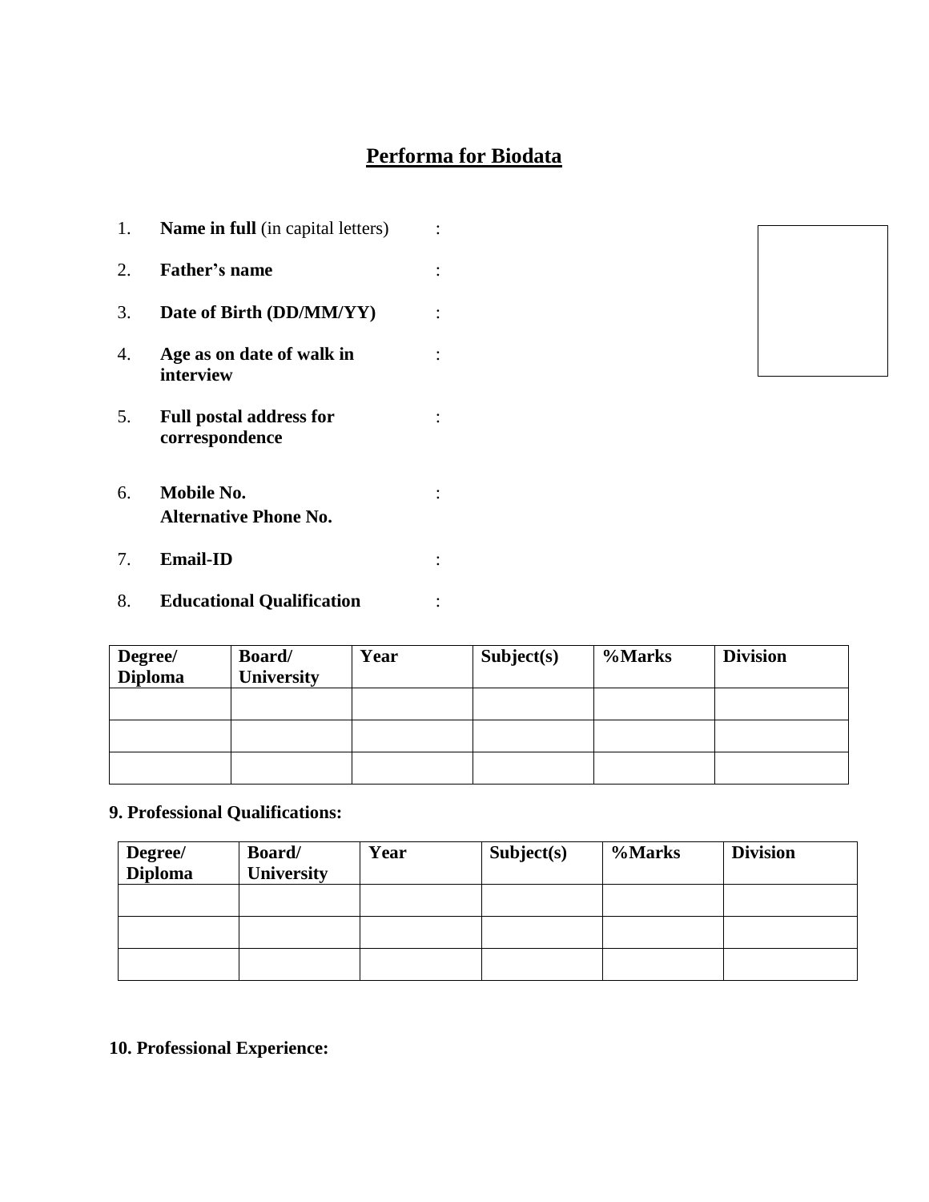# Performa for Biodata

1. **Name in full** (in capital letters) :

2. **Father's name** :

3. **Date of Birth (DD/MM/YY)** :

4. **Age as on date of walk in interview** :

5. **Full postal address for correspondence** :

6. **Mobile No.** :
   **Alternative Phone No.**

7. **Email-ID** :

8. **Educational Qualification** :

| Degree/ Diploma | Board/ University | Year | Subject(s) | %Marks | Division |
|---|---|---|---|---|---|
| | | | | | |
| | | | | | |
| | | | | | |

**9. Professional Qualifications:**

| Degree/ Diploma | Board/ University | Year | Subject(s) | %Marks | Division |
|---|---|---|---|---|---|
| | | | | | |
| | | | | | |
| | | | | | |

**10. Professional Experience:**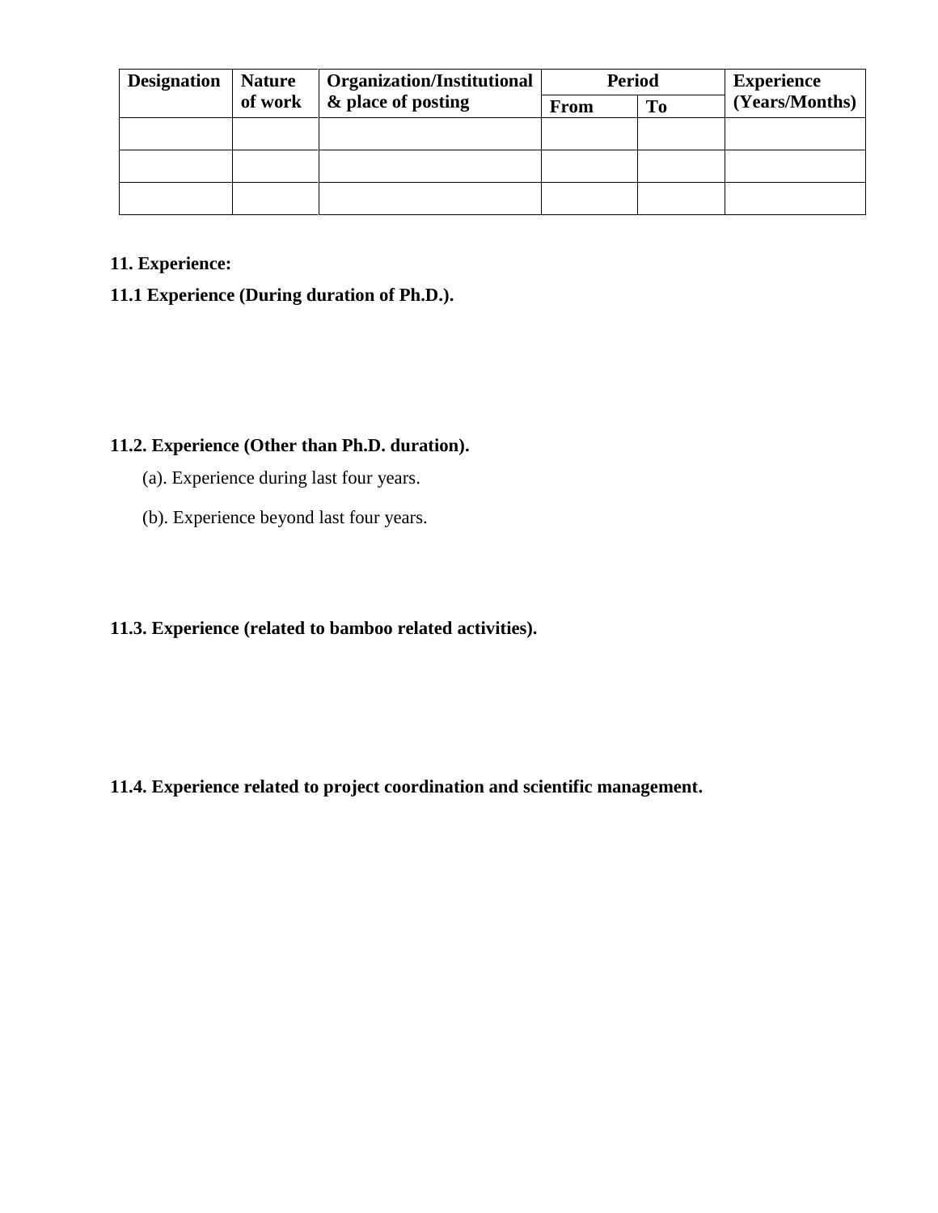| Designation | Nature of work | Organization/Institutional & place of posting | Period | | Experience (Years/Months) |
|---|---|---|---|---|---|
| | | | From | To | |
| | | | | | |
| | | | | | |
| | | | | | |

**11. Experience:**

**11.1 Experience (During duration of Ph.D.).**

**11.2. Experience (Other than Ph.D. duration).**

(a). Experience during last four years.

(b). Experience beyond last four years.

**11.3. Experience (related to bamboo related activities).**

**11.4. Experience related to project coordination and scientific management.**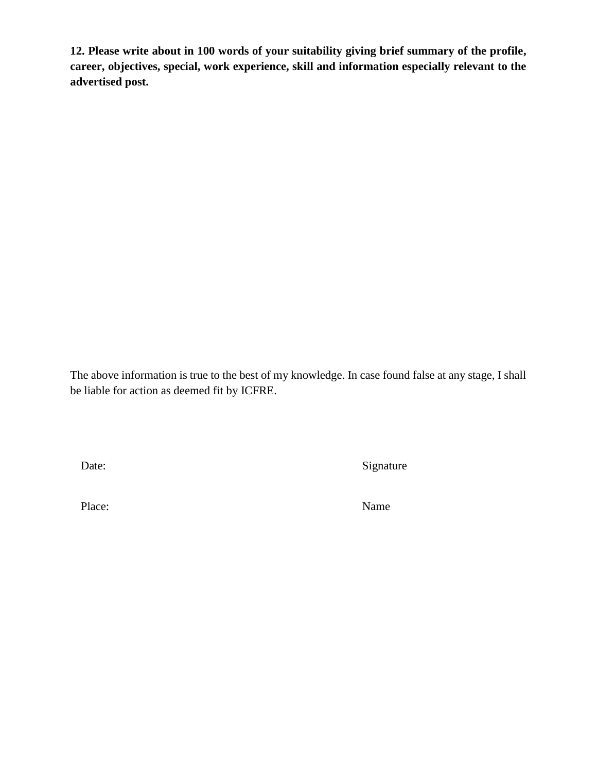**12. Please write about in 100 words of your suitability giving brief summary of the profile, career, objectives, special, work experience, skill and information especially relevant to the advertised post.**

The above information is true to the best of my knowledge. In case found false at any stage, I shall be liable for action as deemed fit by ICFRE.

Date: Signature

Place: Name